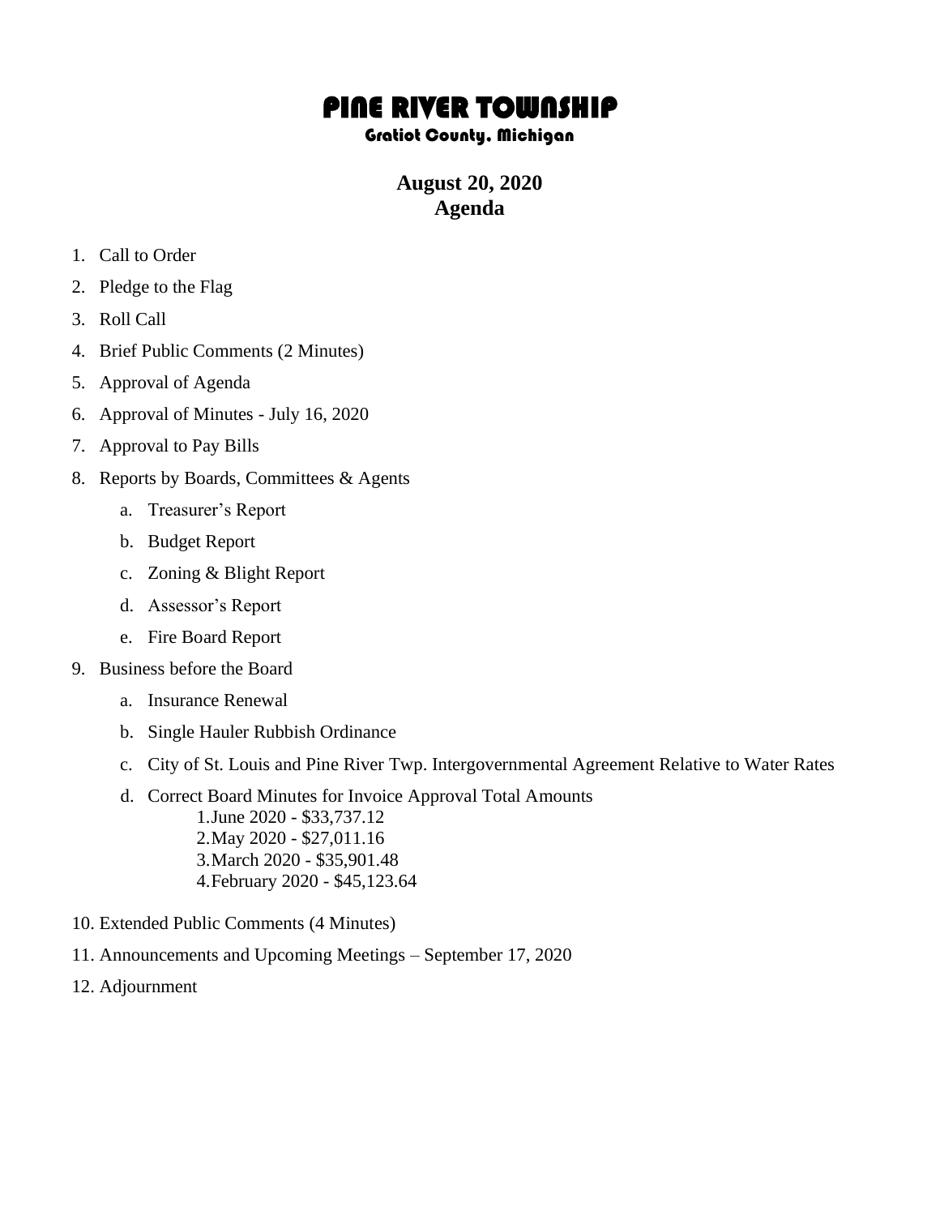# PINE RIVER TOWNSHIP

### Gratiot County, Michigan

## August 20, 2020
## Agenda

1. Call to Order
2. Pledge to the Flag
3. Roll Call
4. Brief Public Comments (2 Minutes)
5. Approval of Agenda
6. Approval of Minutes - July 16, 2020
7. Approval to Pay Bills
8. Reports by Boards, Committees & Agents
   a. Treasurer's Report
   b. Budget Report
   c. Zoning & Blight Report
   d. Assessor's Report
   e. Fire Board Report
9. Business before the Board
   a. Insurance Renewal
   b. Single Hauler Rubbish Ordinance
   c. City of St. Louis and Pine River Twp. Intergovernmental Agreement Relative to Water Rates
   d. Correct Board Minutes for Invoice Approval Total Amounts
      1. June 2020 - $33,737.12
      2. May 2020 - $27,011.16
      3. March 2020 - $35,901.48
      4. February 2020 - $45,123.64
10. Extended Public Comments (4 Minutes)
11. Announcements and Upcoming Meetings – September 17, 2020
12. Adjournment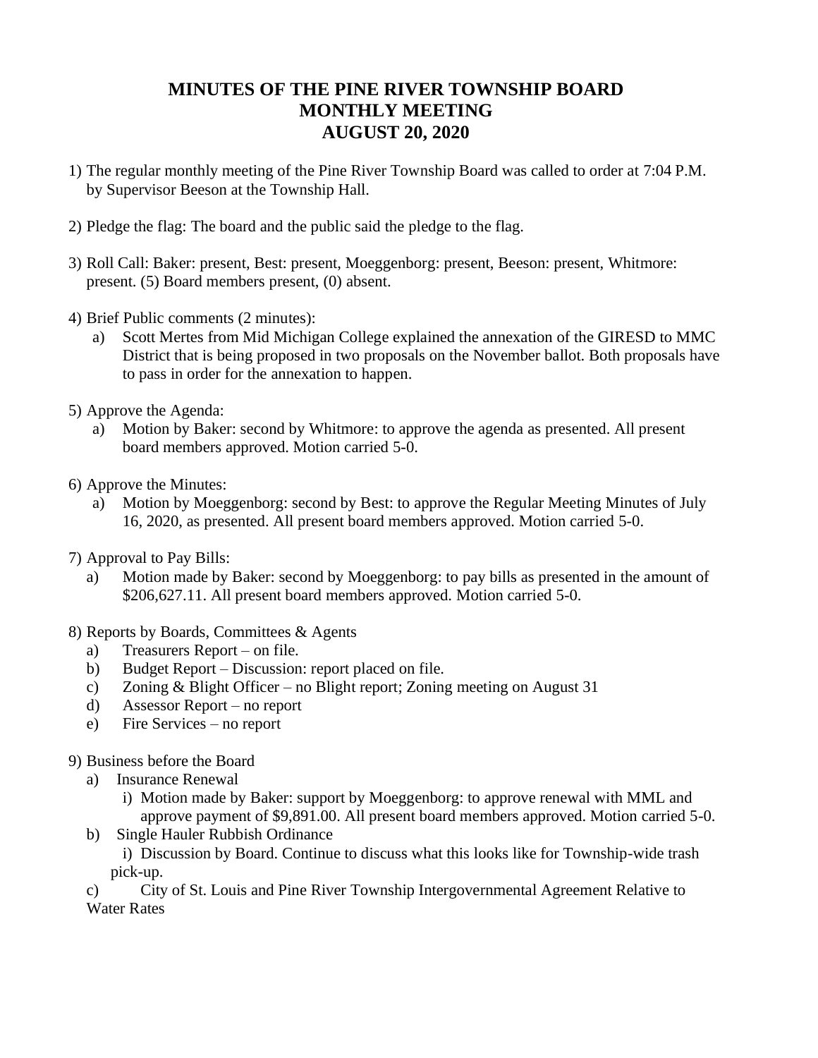# MINUTES OF THE PINE RIVER TOWNSHIP BOARD MONTHLY MEETING AUGUST 20, 2020

1) The regular monthly meeting of the Pine River Township Board was called to order at 7:04 P.M. by Supervisor Beeson at the Township Hall.

2) Pledge the flag: The board and the public said the pledge to the flag.

3) Roll Call: Baker: present, Best: present, Moeggenborg: present, Beeson: present, Whitmore: present. (5) Board members present, (0) absent.

4) Brief Public comments (2 minutes):
   a) Scott Mertes from Mid Michigan College explained the annexation of the GIRESD to MMC District that is being proposed in two proposals on the November ballot. Both proposals have to pass in order for the annexation to happen.

5) Approve the Agenda:
   a) Motion by Baker: second by Whitmore: to approve the agenda as presented. All present board members approved. Motion carried 5-0.

6) Approve the Minutes:
   a) Motion by Moeggenborg: second by Best: to approve the Regular Meeting Minutes of July 16, 2020, as presented. All present board members approved. Motion carried 5-0.

7) Approval to Pay Bills:
   a) Motion made by Baker: second by Moeggenborg: to pay bills as presented in the amount of $206,627.11. All present board members approved. Motion carried 5-0.

8) Reports by Boards, Committees & Agents
   a) Treasurers Report – on file.
   b) Budget Report – Discussion: report placed on file.
   c) Zoning & Blight Officer – no Blight report; Zoning meeting on August 31
   d) Assessor Report – no report
   e) Fire Services – no report

9) Business before the Board
   a) Insurance Renewal
      i) Motion made by Baker: support by Moeggenborg: to approve renewal with MML and approve payment of $9,891.00. All present board members approved. Motion carried 5-0.
   b) Single Hauler Rubbish Ordinance
      i) Discussion by Board. Continue to discuss what this looks like for Township-wide trash pick-up.
   c) City of St. Louis and Pine River Township Intergovernmental Agreement Relative to Water Rates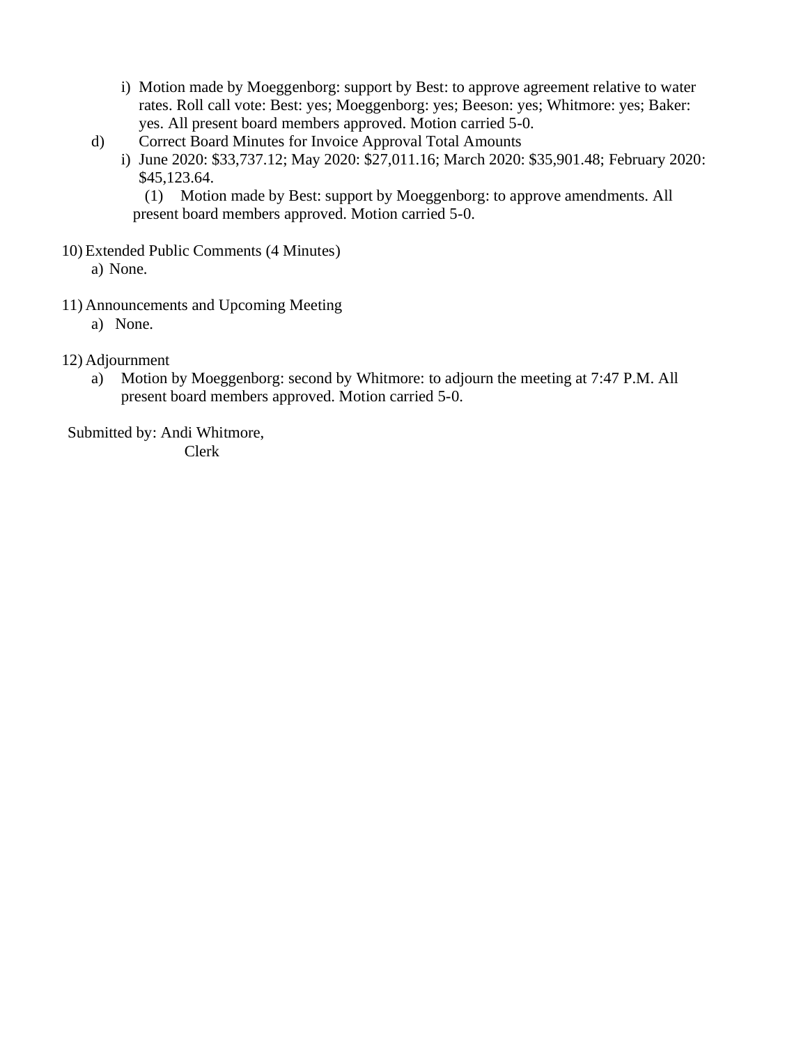- i) Motion made by Moeggenborg: support by Best: to approve agreement relative to water rates. Roll call vote: Best: yes; Moeggenborg: yes; Beeson: yes; Whitmore: yes; Baker: yes. All present board members approved. Motion carried 5-0.
- d) Correct Board Minutes for Invoice Approval Total Amounts
   - i) June 2020: $33,737.12; May 2020: $27,011.16; March 2020: $35,901.48; February 2020: $45,123.64.
      - (1) Motion made by Best: support by Moeggenborg: to approve amendments. All present board members approved. Motion carried 5-0.

10) Extended Public Comments (4 Minutes)
   - a) None.

11) Announcements and Upcoming Meeting
   - a) None.

12) Adjournment
   - a) Motion by Moeggenborg: second by Whitmore: to adjourn the meeting at 7:47 P.M. All present board members approved. Motion carried 5-0.

Submitted by: Andi Whitmore,
Clerk